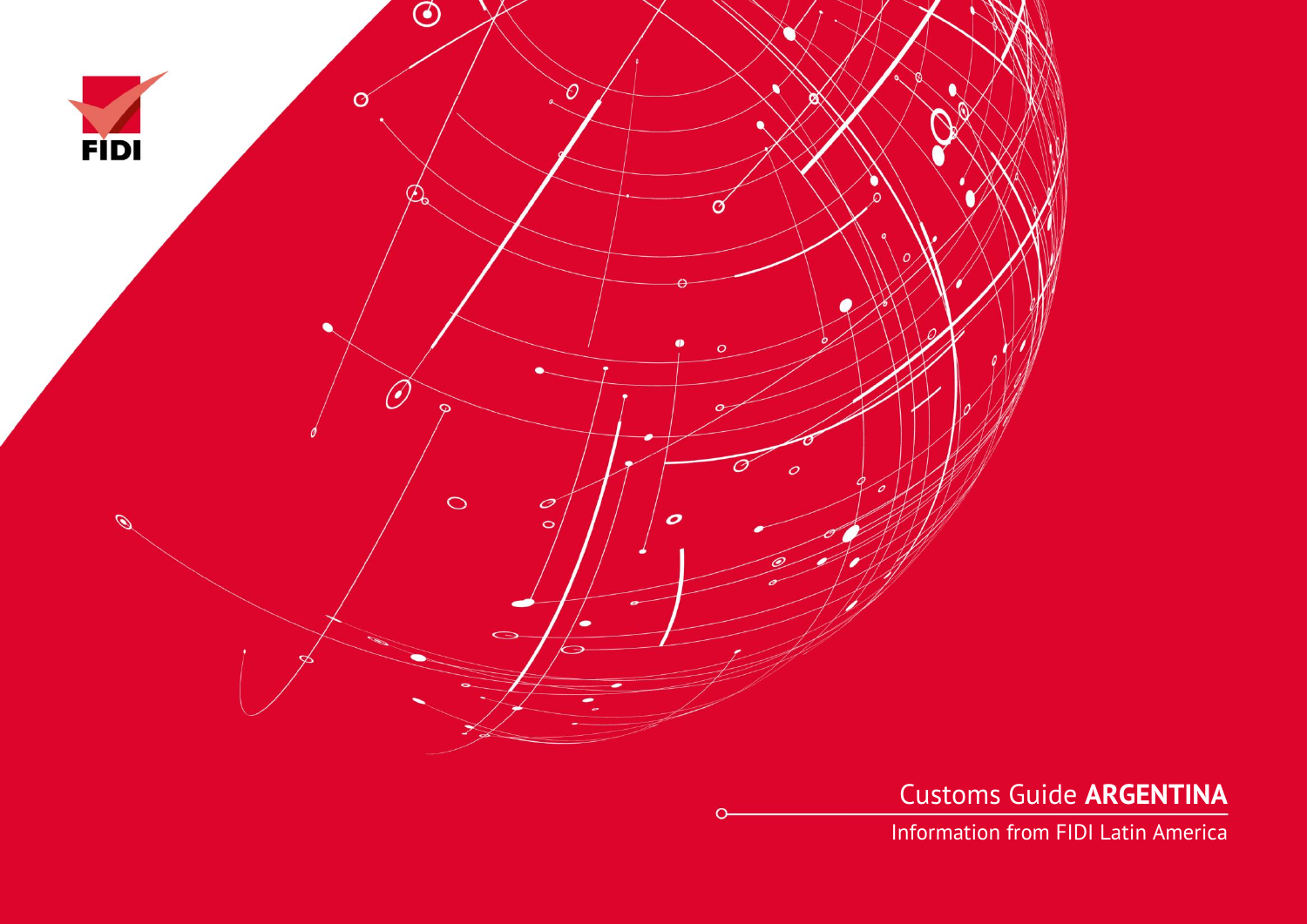FIDI

# Customs Guide **ARGENTINA**

Information from FIDI Latin America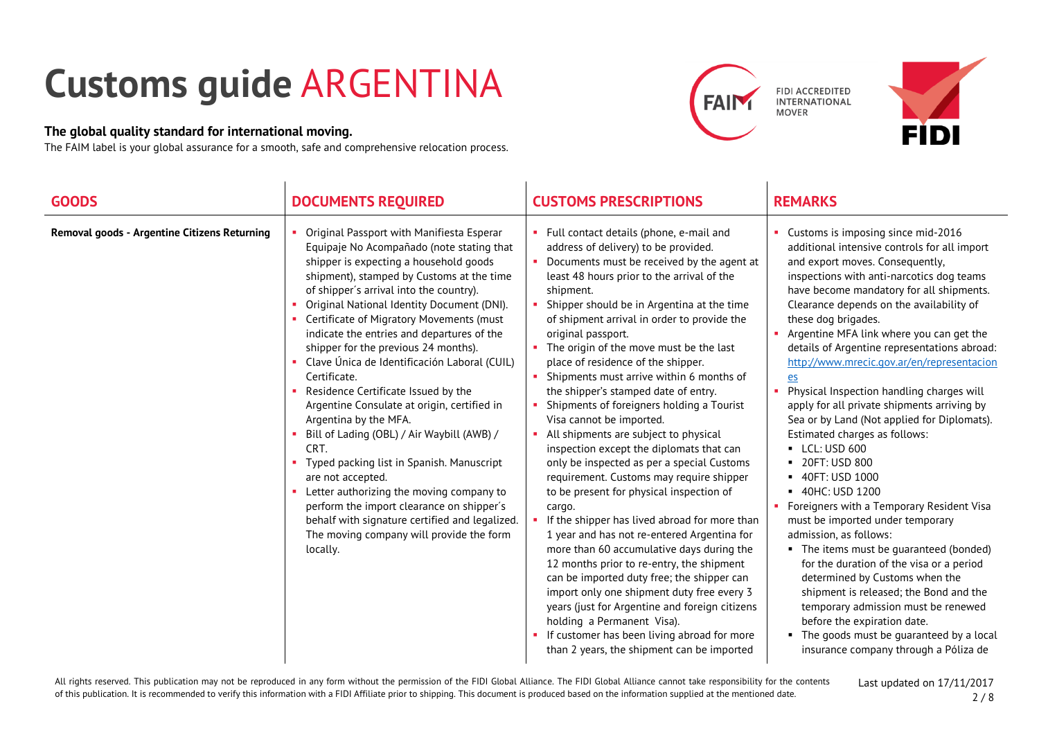# Customs guide ARGENTINA

**The global quality standard for international moving.**

The FAIM label is your global assurance for a smooth, safe and comprehensive relocation process.

FIDI ACCREDITED INTERNATIONAL MOVER

| GOODS | DOCUMENTS REQUIRED | CUSTOMS PRESCRIPTIONS | REMARKS |
|---|---|---|---|
| **Removal goods - Argentine Citizens Returning** | • Original Passport with Manifiesta Esperar Equipaje No Acompañado (note stating that shipper is expecting a household goods shipment), stamped by Customs at the time of shipper´s arrival into the country).<br>• Original National Identity Document (DNI).<br>• Certificate of Migratory Movements (must indicate the entries and departures of the shipper for the previous 24 months).<br>• Clave Única de Identificación Laboral (CUIL) Certificate.<br>• Residence Certificate Issued by the Argentine Consulate at origin, certified in Argentina by the MFA.<br>• Bill of Lading (OBL) / Air Waybill (AWB) / CRT.<br>• Typed packing list in Spanish. Manuscript are not accepted.<br>• Letter authorizing the moving company to perform the import clearance on shipper´s behalf with signature certified and legalized. The moving company will provide the form locally. | • Full contact details (phone, e-mail and address of delivery) to be provided.<br>• Documents must be received by the agent at least 48 hours prior to the arrival of the shipment.<br>• Shipper should be in Argentina at the time of shipment arrival in order to provide the original passport.<br>• The origin of the move must be the last place of residence of the shipper.<br>• Shipments must arrive within 6 months of the shipper's stamped date of entry.<br>• Shipments of foreigners holding a Tourist Visa cannot be imported.<br>• All shipments are subject to physical inspection except the diplomats that can only be inspected as per a special Customs requirement. Customs may require shipper to be present for physical inspection of cargo.<br>• If the shipper has lived abroad for more than 1 year and has not re-entered Argentina for more than 60 accumulative days during the 12 months prior to re-entry, the shipment can be imported duty free; the shipper can import only one shipment duty free every 3 years (just for Argentine and foreign citizens holding a Permanent Visa).<br>• If customer has been living abroad for more than 2 years, the shipment can be imported | • Customs is imposing since mid-2016 additional intensive controls for all import and export moves. Consequently, inspections with anti-narcotics dog teams have become mandatory for all shipments. Clearance depends on the availability of these dog brigades.<br>• Argentine MFA link where you can get the details of Argentine representations abroad: http://www.mrecic.gov.ar/en/representaciones<br>• Physical Inspection handling charges will apply for all private shipments arriving by Sea or by Land (Not applied for Diplomats). Estimated charges as follows:<br>  ▪ LCL: USD 600<br>  ▪ 20FT: USD 800<br>  ▪ 40FT: USD 1000<br>  ▪ 40HC: USD 1200<br>• Foreigners with a Temporary Resident Visa must be imported under temporary admission, as follows:<br>  ▪ The items must be guaranteed (bonded) for the duration of the visa or a period determined by Customs when the shipment is released; the Bond and the temporary admission must be renewed before the expiration date.<br>  ▪ The goods must be guaranteed by a local insurance company through a Póliza de |

All rights reserved. This publication may not be reproduced in any form without the permission of the FIDI Global Alliance. The FIDI Global Alliance cannot take responsibility for the contents of this publication. It is recommended to verify this information with a FIDI Affiliate prior to shipping. This document is produced based on the information supplied at the mentioned date.

Last updated on 17/11/2017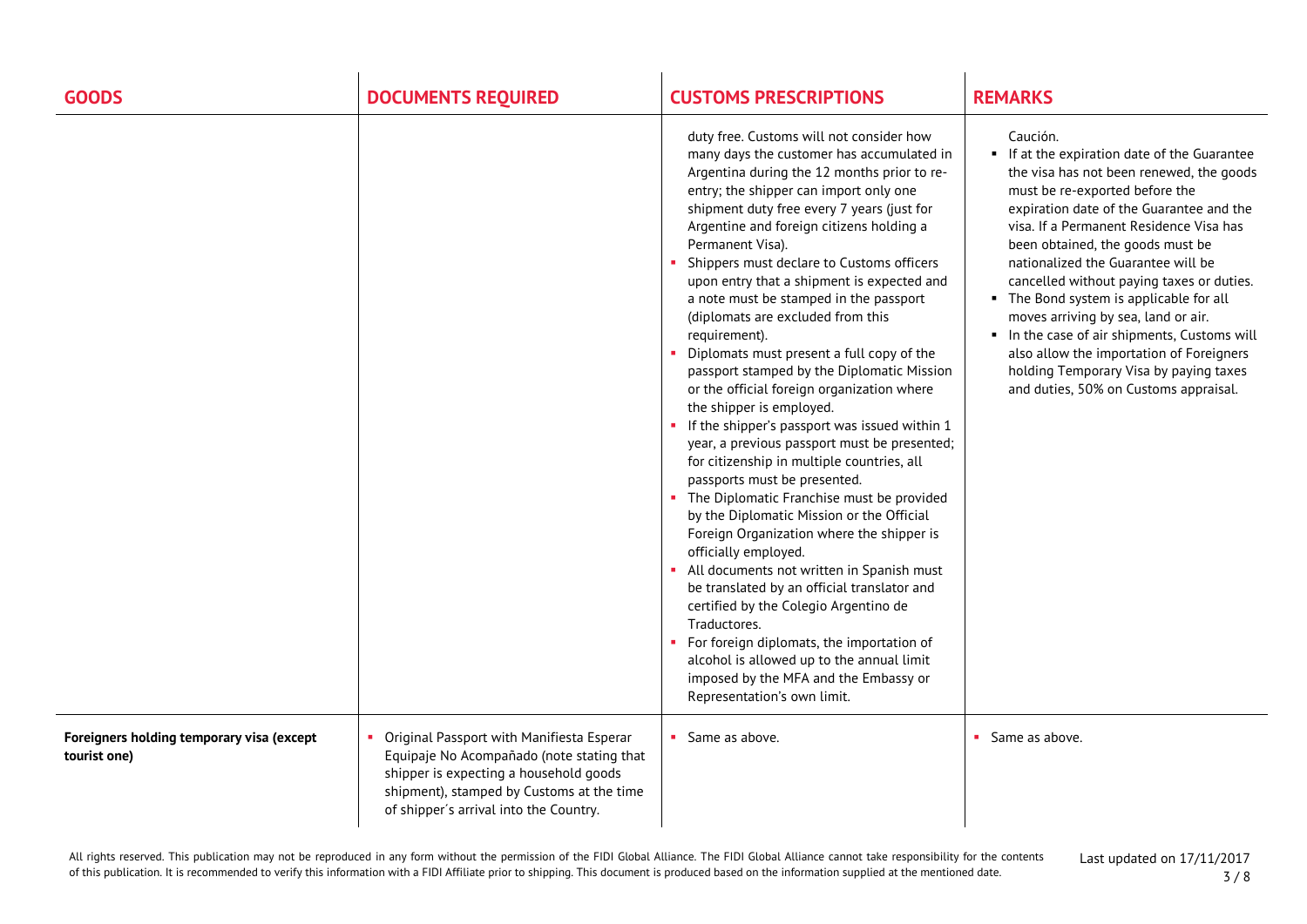| GOODS | DOCUMENTS REQUIRED | CUSTOMS PRESCRIPTIONS | REMARKS |
|---|---|---|---|
| | | duty free. Customs will not consider how many days the customer has accumulated in Argentina during the 12 months prior to re-entry; the shipper can import only one shipment duty free every 7 years (just for Argentine and foreign citizens holding a Permanent Visa).<br>▪ Shippers must declare to Customs officers upon entry that a shipment is expected and a note must be stamped in the passport (diplomats are excluded from this requirement).<br>▪ Diplomats must present a full copy of the passport stamped by the Diplomatic Mission or the official foreign organization where the shipper is employed.<br>▪ If the shipper's passport was issued within 1 year, a previous passport must be presented; for citizenship in multiple countries, all passports must be presented.<br>▪ The Diplomatic Franchise must be provided by the Diplomatic Mission or the Official Foreign Organization where the shipper is officially employed.<br>▪ All documents not written in Spanish must be translated by an official translator and certified by the Colegio Argentino de Traductores.<br>▪ For foreign diplomats, the importation of alcohol is allowed up to the annual limit imposed by the MFA and the Embassy or Representation's own limit. | Caución.<br>▪ If at the expiration date of the Guarantee the visa has not been renewed, the goods must be re-exported before the expiration date of the Guarantee and the visa. If a Permanent Residence Visa has been obtained, the goods must be nationalized the Guarantee will be cancelled without paying taxes or duties.<br>▪ The Bond system is applicable for all moves arriving by sea, land or air.<br>▪ In the case of air shipments, Customs will also allow the importation of Foreigners holding Temporary Visa by paying taxes and duties, 50% on Customs appraisal. |
| **Foreigners holding temporary visa (except tourist one)** | ▪ Original Passport with Manifiesta Esperar Equipaje No Acompañado (note stating that shipper is expecting a household goods shipment), stamped by Customs at the time of shipper´s arrival into the Country. | ▪ Same as above. | ▪ Same as above. |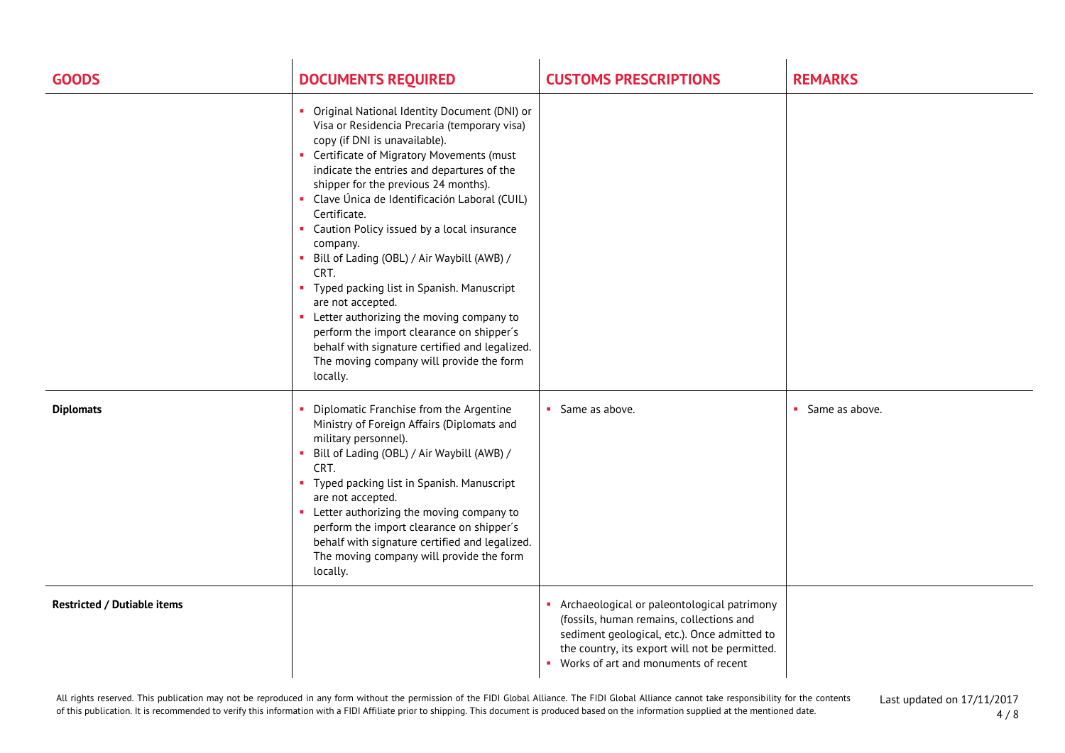| GOODS | DOCUMENTS REQUIRED | CUSTOMS PRESCRIPTIONS | REMARKS |
| --- | --- | --- | --- |
| | ▪ Original National Identity Document (DNI) or Visa or Residencia Precaria (temporary visa) copy (if DNI is unavailable).<br>▪ Certificate of Migratory Movements (must indicate the entries and departures of the shipper for the previous 24 months).<br>▪ Clave Única de Identificación Laboral (CUIL) Certificate.<br>▪ Caution Policy issued by a local insurance company.<br>▪ Bill of Lading (OBL) / Air Waybill (AWB) / CRT.<br>▪ Typed packing list in Spanish. Manuscript are not accepted.<br>▪ Letter authorizing the moving company to perform the import clearance on shipper´s behalf with signature certified and legalized. The moving company will provide the form locally. | | |
| **Diplomats** | ▪ Diplomatic Franchise from the Argentine Ministry of Foreign Affairs (Diplomats and military personnel).<br>▪ Bill of Lading (OBL) / Air Waybill (AWB) / CRT.<br>▪ Typed packing list in Spanish. Manuscript are not accepted.<br>▪ Letter authorizing the moving company to perform the import clearance on shipper´s behalf with signature certified and legalized. The moving company will provide the form locally. | ▪ Same as above. | ▪ Same as above. |
| **Restricted / Dutiable items** | | ▪ Archaeological or paleontological patrimony (fossils, human remains, collections and sediment geological, etc.). Once admitted to the country, its export will not be permitted.<br>▪ Works of art and monuments of recent | |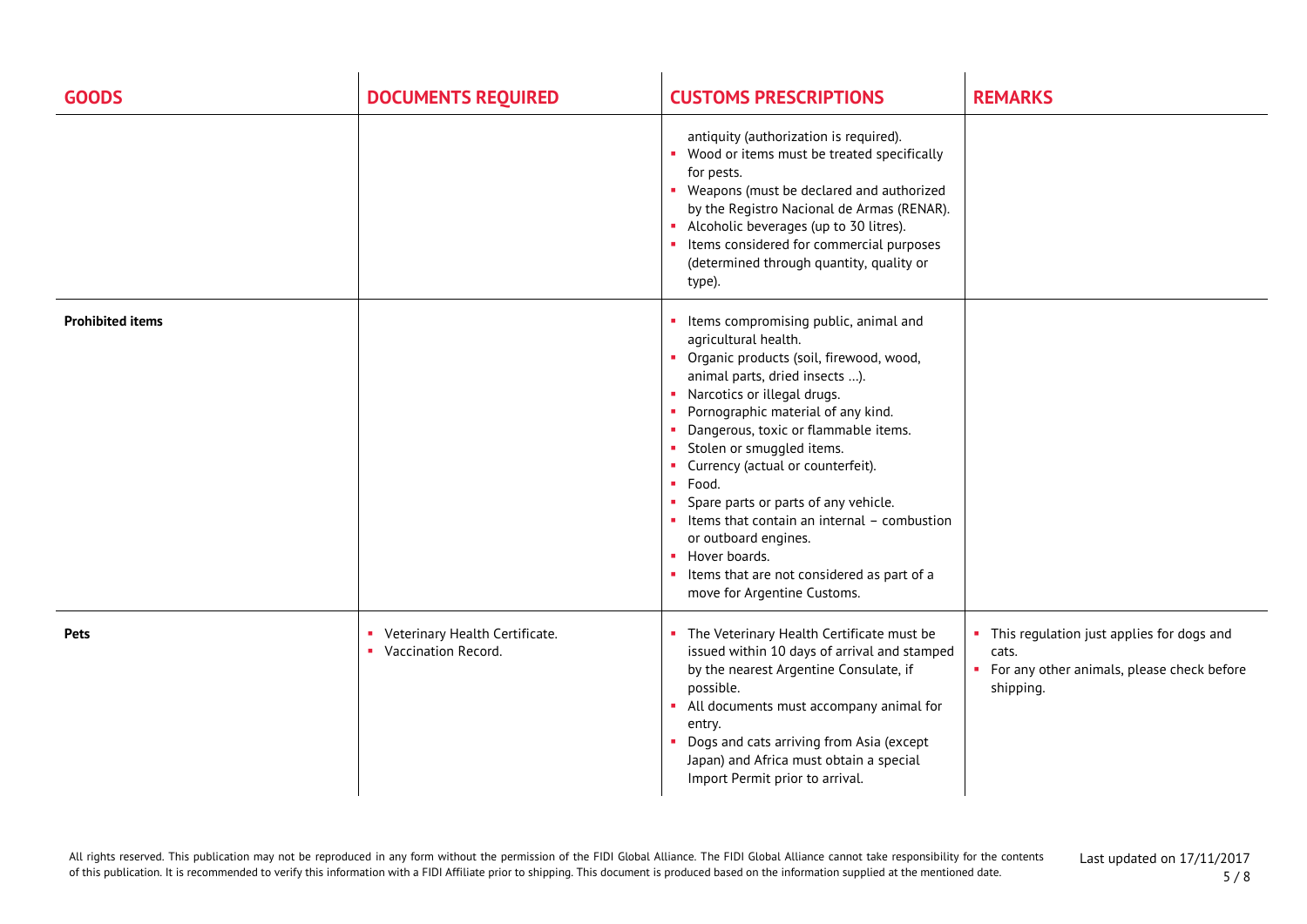| GOODS | DOCUMENTS REQUIRED | CUSTOMS PRESCRIPTIONS | REMARKS |
|---|---|---|---|
| | | antiquity (authorization is required).<br>▪ Wood or items must be treated specifically for pests.<br>▪ Weapons (must be declared and authorized by the Registro Nacional de Armas (RENAR).<br>▪ Alcoholic beverages (up to 30 litres).<br>▪ Items considered for commercial purposes (determined through quantity, quality or type). | |
| **Prohibited items** | | ▪ Items compromising public, animal and agricultural health.<br>▪ Organic products (soil, firewood, wood, animal parts, dried insects …).<br>▪ Narcotics or illegal drugs.<br>▪ Pornographic material of any kind.<br>▪ Dangerous, toxic or flammable items.<br>▪ Stolen or smuggled items.<br>▪ Currency (actual or counterfeit).<br>▪ Food.<br>▪ Spare parts or parts of any vehicle.<br>▪ Items that contain an internal – combustion or outboard engines.<br>▪ Hover boards.<br>▪ Items that are not considered as part of a move for Argentine Customs. | |
| **Pets** | ▪ Veterinary Health Certificate.<br>▪ Vaccination Record. | ▪ The Veterinary Health Certificate must be issued within 10 days of arrival and stamped by the nearest Argentine Consulate, if possible.<br>▪ All documents must accompany animal for entry.<br>▪ Dogs and cats arriving from Asia (except Japan) and Africa must obtain a special Import Permit prior to arrival. | ▪ This regulation just applies for dogs and cats.<br>▪ For any other animals, please check before shipping. |

All rights reserved. This publication may not be reproduced in any form without the permission of the FIDI Global Alliance. The FIDI Global Alliance cannot take responsibility for the contents of this publication. It is recommended to verify this information with a FIDI Affiliate prior to shipping. This document is produced based on the information supplied at the mentioned date.

Last updated on 17/11/2017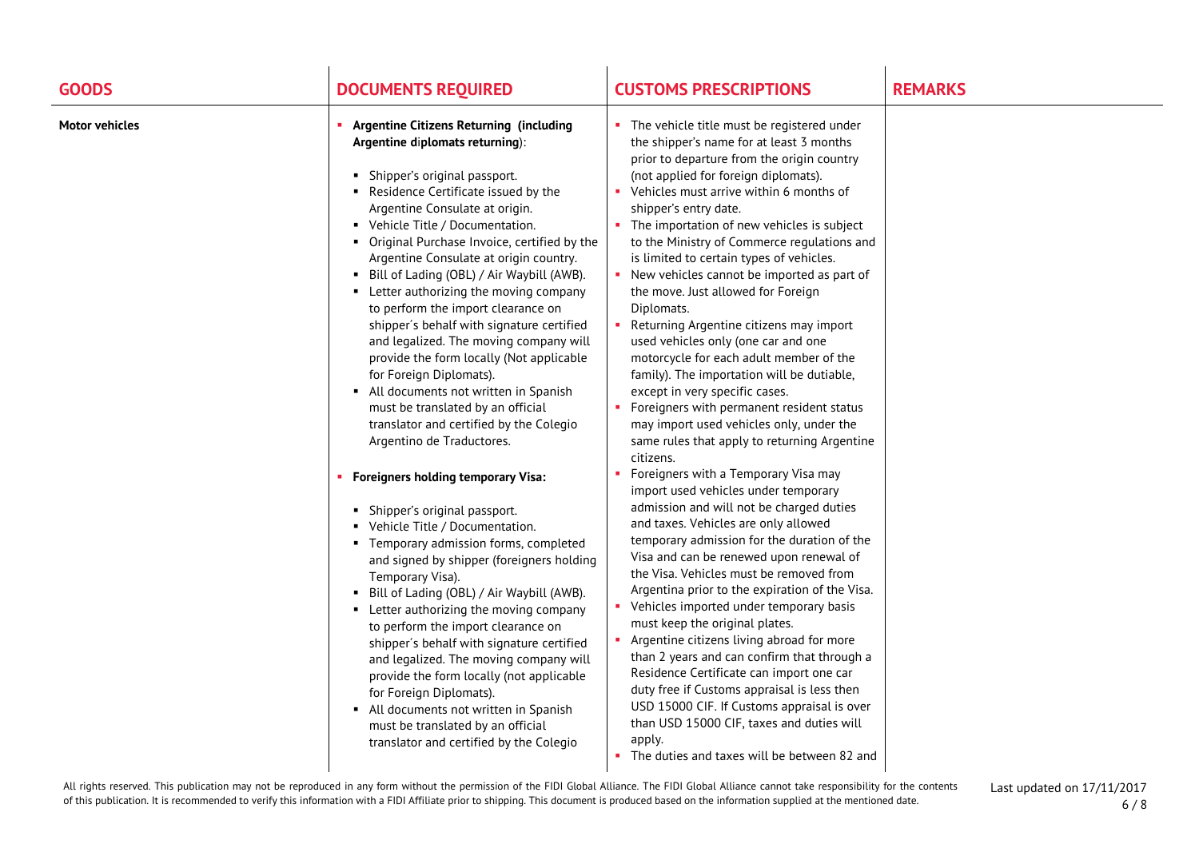| GOODS | DOCUMENTS REQUIRED | CUSTOMS PRESCRIPTIONS | REMARKS |
|---|---|---|---|
| **Motor vehicles** | ▪ **Argentine Citizens Returning (including Argentine diplomats returning)**:<br>▪ Shipper's original passport.<br>▪ Residence Certificate issued by the Argentine Consulate at origin.<br>▪ Vehicle Title / Documentation.<br>▪ Original Purchase Invoice, certified by the Argentine Consulate at origin country.<br>▪ Bill of Lading (OBL) / Air Waybill (AWB).<br>▪ Letter authorizing the moving company to perform the import clearance on shipper´s behalf with signature certified and legalized. The moving company will provide the form locally (Not applicable for Foreign Diplomats).<br>▪ All documents not written in Spanish must be translated by an official translator and certified by the Colegio Argentino de Traductores.<br><br>▪ **Foreigners holding temporary Visa:**<br>▪ Shipper's original passport.<br>▪ Vehicle Title / Documentation.<br>▪ Temporary admission forms, completed and signed by shipper (foreigners holding Temporary Visa).<br>▪ Bill of Lading (OBL) / Air Waybill (AWB).<br>▪ Letter authorizing the moving company to perform the import clearance on shipper´s behalf with signature certified and legalized. The moving company will provide the form locally (not applicable for Foreign Diplomats).<br>▪ All documents not written in Spanish must be translated by an official translator and certified by the Colegio | ▪ The vehicle title must be registered under the shipper's name for at least 3 months prior to departure from the origin country (not applied for foreign diplomats).<br>▪ Vehicles must arrive within 6 months of shipper's entry date.<br>▪ The importation of new vehicles is subject to the Ministry of Commerce regulations and is limited to certain types of vehicles.<br>▪ New vehicles cannot be imported as part of the move. Just allowed for Foreign Diplomats.<br>▪ Returning Argentine citizens may import used vehicles only (one car and one motorcycle for each adult member of the family). The importation will be dutiable, except in very specific cases.<br>▪ Foreigners with permanent resident status may import used vehicles only, under the same rules that apply to returning Argentine citizens.<br>▪ Foreigners with a Temporary Visa may import used vehicles under temporary admission and will not be charged duties and taxes. Vehicles are only allowed temporary admission for the duration of the Visa and can be renewed upon renewal of the Visa. Vehicles must be removed from Argentina prior to the expiration of the Visa.<br>▪ Vehicles imported under temporary basis must keep the original plates.<br>▪ Argentine citizens living abroad for more than 2 years and can confirm that through a Residence Certificate can import one car duty free if Customs appraisal is less then USD 15000 CIF. If Customs appraisal is over than USD 15000 CIF, taxes and duties will apply.<br>▪ The duties and taxes will be between 82 and | |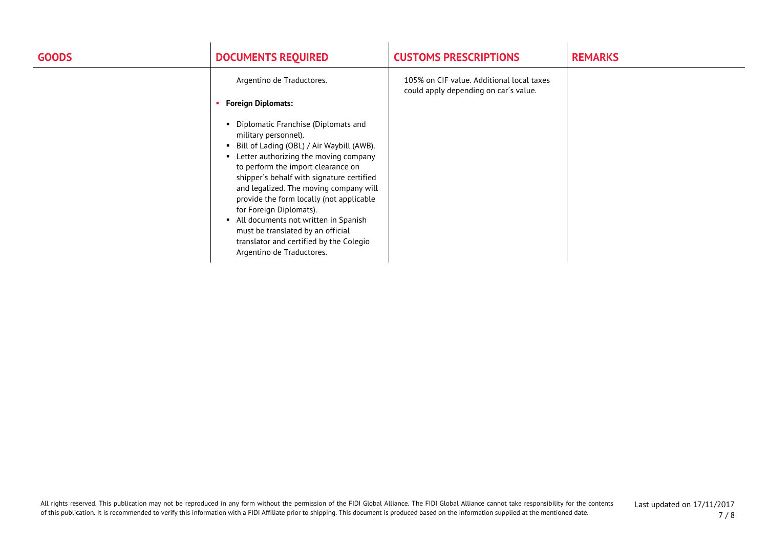| GOODS | DOCUMENTS REQUIRED | CUSTOMS PRESCRIPTIONS | REMARKS |
| --- | --- | --- | --- |
| | Argentino de Traductores.<br><br>▪ **Foreign Diplomats:**<br><br>▪ Diplomatic Franchise (Diplomats and military personnel).<br>▪ Bill of Lading (OBL) / Air Waybill (AWB).<br>▪ Letter authorizing the moving company to perform the import clearance on shipper´s behalf with signature certified and legalized. The moving company will provide the form locally (not applicable for Foreign Diplomats).<br>▪ All documents not written in Spanish must be translated by an official translator and certified by the Colegio Argentino de Traductores. | 105% on CIF value. Additional local taxes could apply depending on car´s value. | |

All rights reserved. This publication may not be reproduced in any form without the permission of the FIDI Global Alliance. The FIDI Global Alliance cannot take responsibility for the contents of this publication. It is recommended to verify this information with a FIDI Affiliate prior to shipping. This document is produced based on the information supplied at the mentioned date.

Last updated on 17/11/2017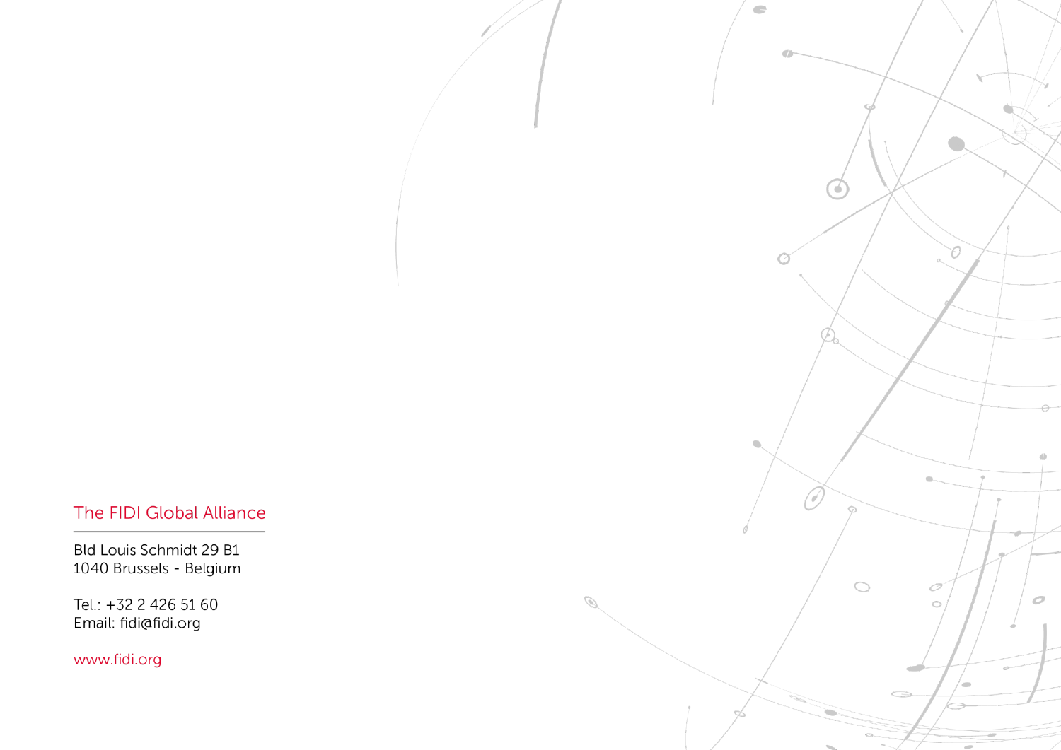The FIDI Global Alliance

Bld Louis Schmidt 29 B1
1040 Brussels - Belgium

Tel.: +32 2 426 51 60
Email: fidi@fidi.org

www.fidi.org